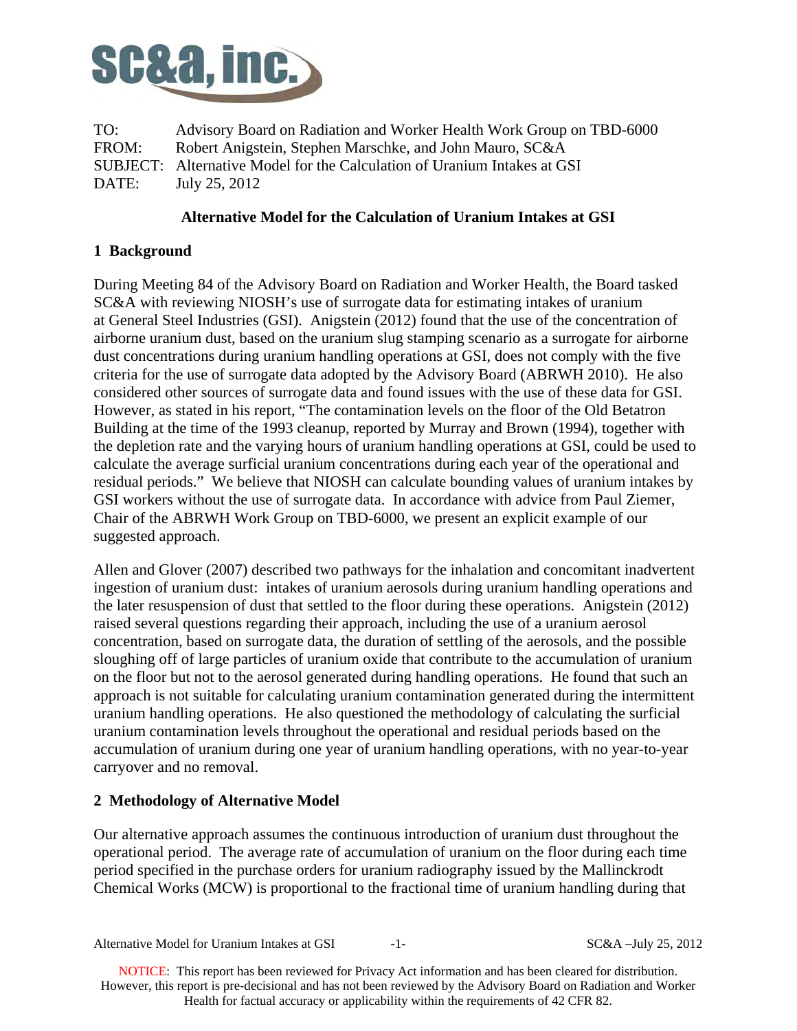TO: Advisory Board on Radiation and Worker Health Work Group on TBD-6000
FROM: Robert Anigstein, Stephen Marschke, and John Mauro, SC&A
SUBJECT: Alternative Model for the Calculation of Uranium Intakes at GSI
DATE: July 25, 2012

# Alternative Model for the Calculation of Uranium Intakes at GSI

## 1 Background

During Meeting 84 of the Advisory Board on Radiation and Worker Health, the Board tasked SC&A with reviewing NIOSH's use of surrogate data for estimating intakes of uranium at General Steel Industries (GSI). Anigstein (2012) found that the use of the concentration of airborne uranium dust, based on the uranium slug stamping scenario as a surrogate for airborne dust concentrations during uranium handling operations at GSI, does not comply with the five criteria for the use of surrogate data adopted by the Advisory Board (ABRWH 2010). He also considered other sources of surrogate data and found issues with the use of these data for GSI. However, as stated in his report, "The contamination levels on the floor of the Old Betatron Building at the time of the 1993 cleanup, reported by Murray and Brown (1994), together with the depletion rate and the varying hours of uranium handling operations at GSI, could be used to calculate the average surficial uranium concentrations during each year of the operational and residual periods." We believe that NIOSH can calculate bounding values of uranium intakes by GSI workers without the use of surrogate data. In accordance with advice from Paul Ziemer, Chair of the ABRWH Work Group on TBD-6000, we present an explicit example of our suggested approach.

Allen and Glover (2007) described two pathways for the inhalation and concomitant inadvertent ingestion of uranium dust: intakes of uranium aerosols during uranium handling operations and the later resuspension of dust that settled to the floor during these operations. Anigstein (2012) raised several questions regarding their approach, including the use of a uranium aerosol concentration, based on surrogate data, the duration of settling of the aerosols, and the possible sloughing off of large particles of uranium oxide that contribute to the accumulation of uranium on the floor but not to the aerosol generated during handling operations. He found that such an approach is not suitable for calculating uranium contamination generated during the intermittent uranium handling operations. He also questioned the methodology of calculating the surficial uranium contamination levels throughout the operational and residual periods based on the accumulation of uranium during one year of uranium handling operations, with no year-to-year carryover and no removal.

## 2 Methodology of Alternative Model

Our alternative approach assumes the continuous introduction of uranium dust throughout the operational period. The average rate of accumulation of uranium on the floor during each time period specified in the purchase orders for uranium radiography issued by the Mallinckrodt Chemical Works (MCW) is proportional to the fractional time of uranium handling during that

NOTICE: This report has been reviewed for Privacy Act information and has been cleared for distribution. However, this report is pre-decisional and has not been reviewed by the Advisory Board on Radiation and Worker Health for factual accuracy or applicability within the requirements of 42 CFR 82.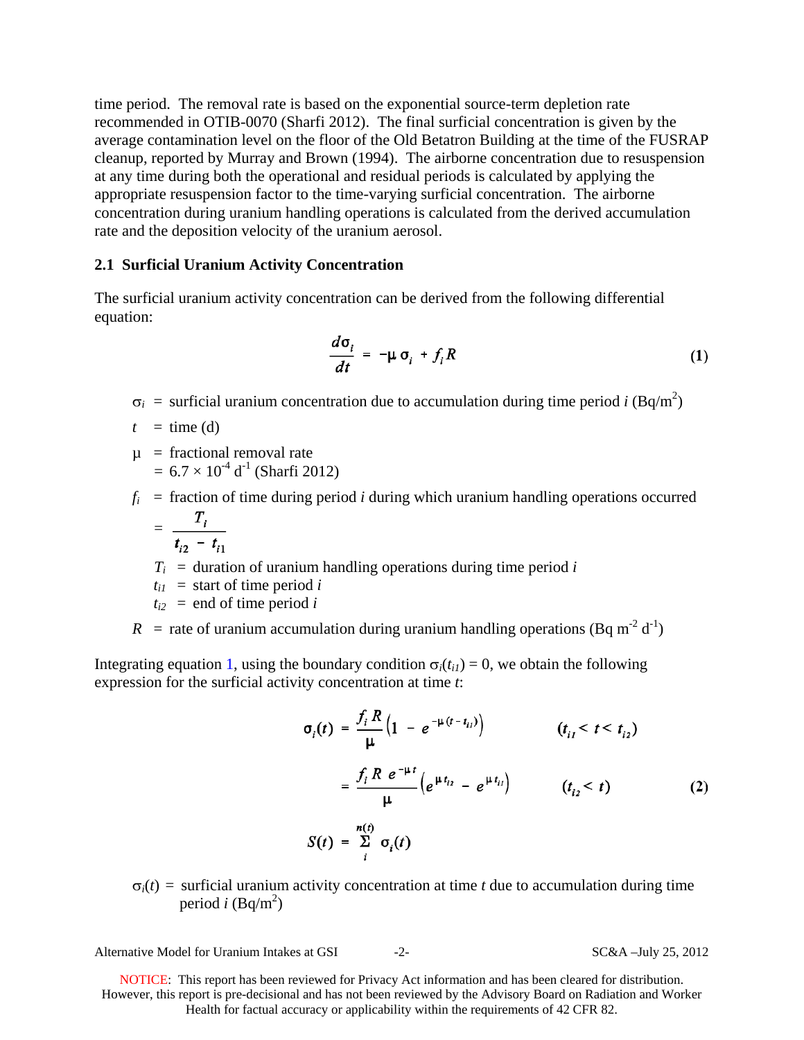time period. The removal rate is based on the exponential source-term depletion rate recommended in OTIB-0070 (Sharfi 2012). The final surficial concentration is given by the average contamination level on the floor of the Old Betatron Building at the time of the FUSRAP cleanup, reported by Murray and Brown (1994). The airborne concentration due to resuspension at any time during both the operational and residual periods is calculated by applying the appropriate resuspension factor to the time-varying surficial concentration. The airborne concentration during uranium handling operations is calculated from the derived accumulation rate and the deposition velocity of the uranium aerosol.

### 2.1 Surficial Uranium Activity Concentration

The surficial uranium activity concentration can be derived from the following differential equation:

$$\frac{d\sigma_i}{dt} = -\mu\,\sigma_i + f_i R \qquad \textbf{(1)}$$

- $\sigma_i$ = surficial uranium concentration due to accumulation during time period *i* (Bq/m$^2$)
- $t$ = time (d)
- $\mu$ = fractional removal rate
  = $6.7 \times 10^{-4}$ d$^{-1}$ (Sharfi 2012)
- $f_i$ = fraction of time during period *i* during which uranium handling operations occurred
  = $\dfrac{T_i}{t_{i2} - t_{i1}}$
  - $T_i$ = duration of uranium handling operations during time period *i*
  - $t_{i1}$ = start of time period *i*
  - $t_{i2}$ = end of time period *i*
- $R$ = rate of uranium accumulation during uranium handling operations (Bq m$^{-2}$ d$^{-1}$)

Integrating equation 1, using the boundary condition $\sigma_i(t_{i1}) = 0$, we obtain the following expression for the surficial activity concentration at time *t*:

$$\sigma_i(t) = \frac{f_i R}{\mu}\left(1 - e^{-\mu(t - t_{i1})}\right) \qquad (t_{i1} < t < t_{i2})$$

$$= \frac{f_i R\, e^{-\mu t}}{\mu}\left(e^{\mu t_{i2}} - e^{\mu t_{i1}}\right) \qquad (t_{i2} < t) \qquad \textbf{(2)}$$

$$S(t) = \sum_{i}^{n(t)} \sigma_i(t)$$

- $\sigma_i(t)$ = surficial uranium activity concentration at time *t* due to accumulation during time period *i* (Bq/m$^2$)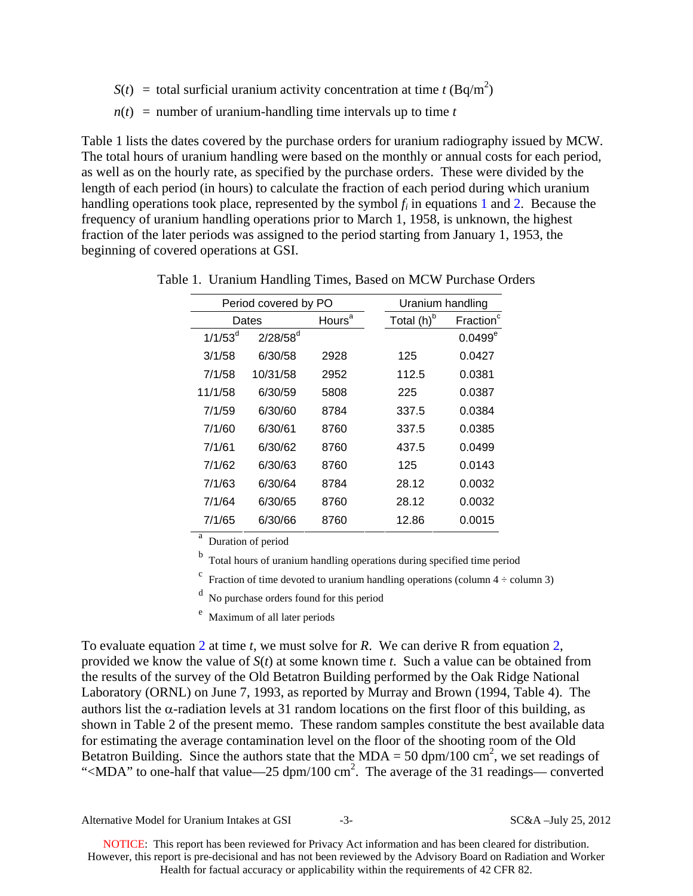$S(t)$ = total surficial uranium activity concentration at time $t$ (Bq/m$^2$)

$n(t)$ = number of uranium-handling time intervals up to time $t$

Table 1 lists the dates covered by the purchase orders for uranium radiography issued by MCW. The total hours of uranium handling were based on the monthly or annual costs for each period, as well as on the hourly rate, as specified by the purchase orders. These were divided by the length of each period (in hours) to calculate the fraction of each period during which uranium handling operations took place, represented by the symbol $f_i$ in equations 1 and 2. Because the frequency of uranium handling operations prior to March 1, 1958, is unknown, the highest fraction of the later periods was assigned to the period starting from January 1, 1953, the beginning of covered operations at GSI.

Table 1. Uranium Handling Times, Based on MCW Purchase Orders

| Period covered by PO | | | Uranium handling | |
|---|---|---|---|---|
| Dates | | Hours[a] | Total (h)[b] | Fraction[c] |
| 1/1/53[d] | 2/28/58[d] | | | 0.0499[e] |
| 3/1/58 | 6/30/58 | 2928 | 125 | 0.0427 |
| 7/1/58 | 10/31/58 | 2952 | 112.5 | 0.0381 |
| 11/1/58 | 6/30/59 | 5808 | 225 | 0.0387 |
| 7/1/59 | 6/30/60 | 8784 | 337.5 | 0.0384 |
| 7/1/60 | 6/30/61 | 8760 | 337.5 | 0.0385 |
| 7/1/61 | 6/30/62 | 8760 | 437.5 | 0.0499 |
| 7/1/62 | 6/30/63 | 8760 | 125 | 0.0143 |
| 7/1/63 | 6/30/64 | 8784 | 28.12 | 0.0032 |
| 7/1/64 | 6/30/65 | 8760 | 28.12 | 0.0032 |
| 7/1/65 | 6/30/66 | 8760 | 12.86 | 0.0015 |

[a] Duration of period

[b] Total hours of uranium handling operations during specified time period

[c] Fraction of time devoted to uranium handling operations (column 4 ÷ column 3)

[d] No purchase orders found for this period

[e] Maximum of all later periods

To evaluate equation 2 at time $t$, we must solve for $R$. We can derive R from equation 2, provided we know the value of $S(t)$ at some known time $t$. Such a value can be obtained from the results of the survey of the Old Betatron Building performed by the Oak Ridge National Laboratory (ORNL) on June 7, 1993, as reported by Murray and Brown (1994, Table 4). The authors list the α-radiation levels at 31 random locations on the first floor of this building, as shown in Table 2 of the present memo. These random samples constitute the best available data for estimating the average contamination level on the floor of the shooting room of the Old Betatron Building. Since the authors state that the MDA = 50 dpm/100 cm$^2$, we set readings of "<MDA" to one-half that value—25 dpm/100 cm$^2$. The average of the 31 readings— converted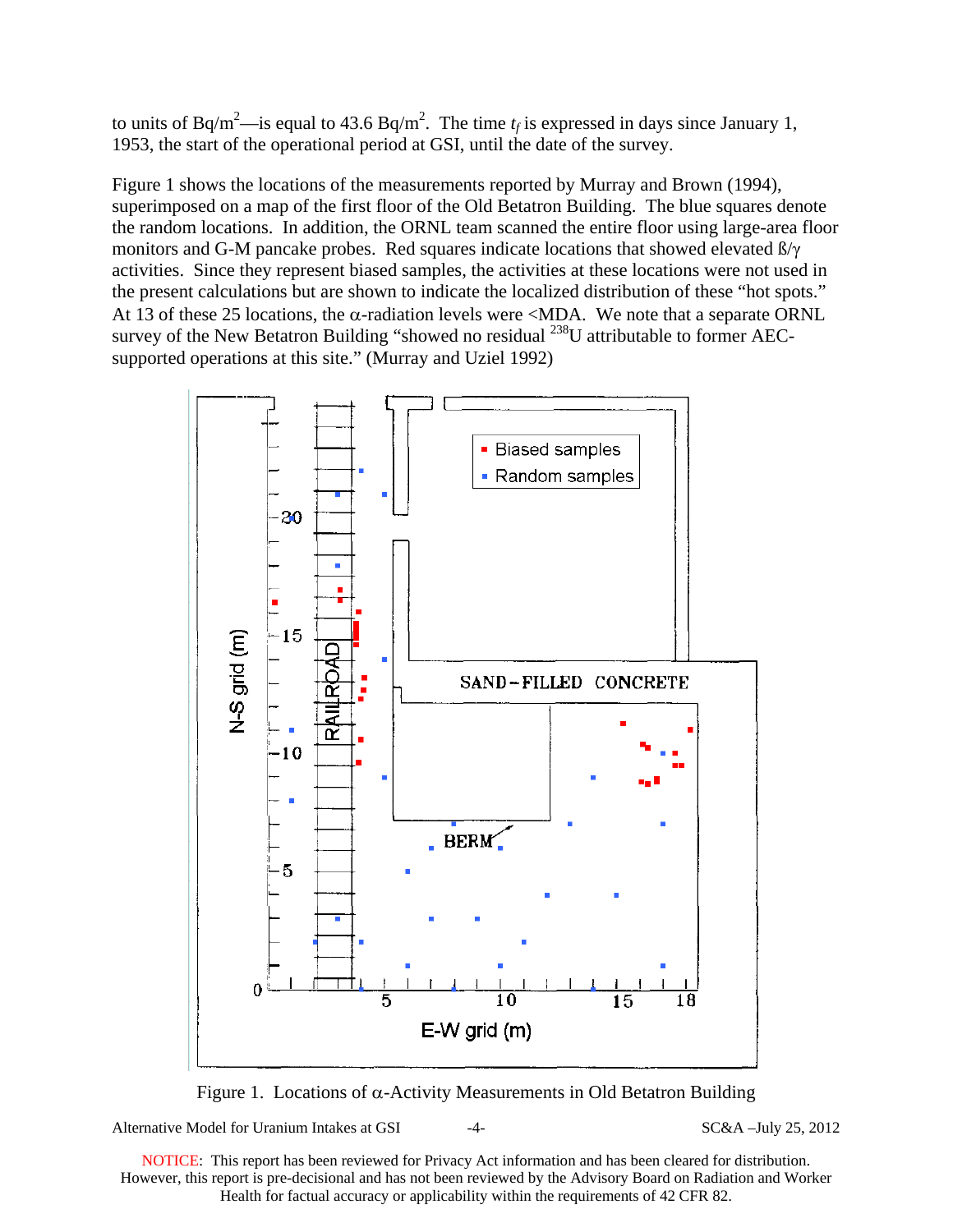to units of Bq/m$^2$—is equal to 43.6 Bq/m$^2$. The time $t_f$ is expressed in days since January 1, 1953, the start of the operational period at GSI, until the date of the survey.

Figure 1 shows the locations of the measurements reported by Murray and Brown (1994), superimposed on a map of the first floor of the Old Betatron Building. The blue squares denote the random locations. In addition, the ORNL team scanned the entire floor using large-area floor monitors and G-M pancake probes. Red squares indicate locations that showed elevated ß/γ activities. Since they represent biased samples, the activities at these locations were not used in the present calculations but are shown to indicate the localized distribution of these "hot spots." At 13 of these 25 locations, the α-radiation levels were <MDA. We note that a separate ORNL survey of the New Betatron Building "showed no residual $^{238}$U attributable to former AEC-supported operations at this site." (Murray and Uziel 1992)

Figure 1. Locations of α-Activity Measurements in Old Betatron Building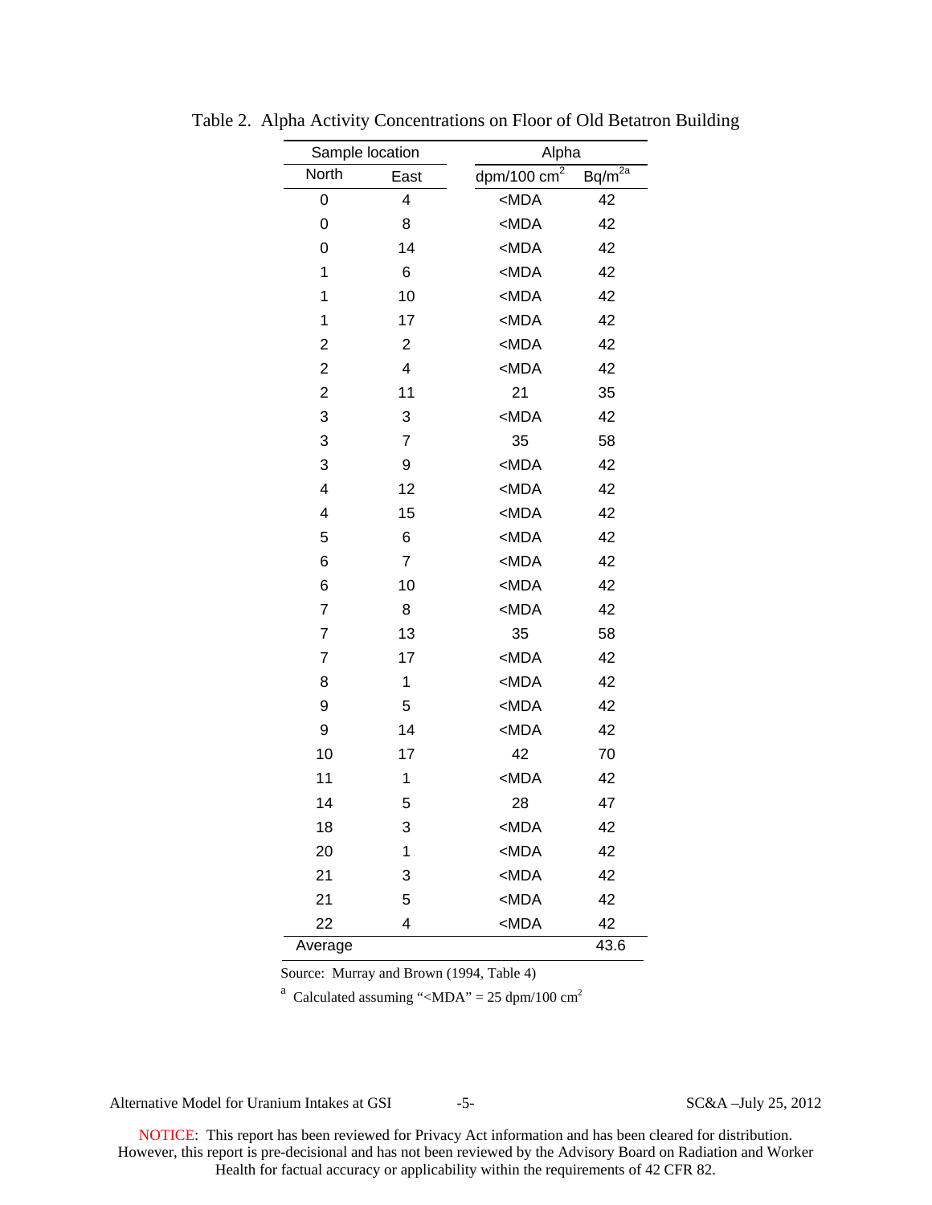Table 2. Alpha Activity Concentrations on Floor of Old Betatron Building

| Sample location | | Alpha | |
|---|---|---|---|
| North | East | dpm/100 cm$^2$ | Bq/m$^{2}$ [a] |
| 0 | 4 | <MDA | 42 |
| 0 | 8 | <MDA | 42 |
| 0 | 14 | <MDA | 42 |
| 1 | 6 | <MDA | 42 |
| 1 | 10 | <MDA | 42 |
| 1 | 17 | <MDA | 42 |
| 2 | 2 | <MDA | 42 |
| 2 | 4 | <MDA | 42 |
| 2 | 11 | 21 | 35 |
| 3 | 3 | <MDA | 42 |
| 3 | 7 | 35 | 58 |
| 3 | 9 | <MDA | 42 |
| 4 | 12 | <MDA | 42 |
| 4 | 15 | <MDA | 42 |
| 5 | 6 | <MDA | 42 |
| 6 | 7 | <MDA | 42 |
| 6 | 10 | <MDA | 42 |
| 7 | 8 | <MDA | 42 |
| 7 | 13 | 35 | 58 |
| 7 | 17 | <MDA | 42 |
| 8 | 1 | <MDA | 42 |
| 9 | 5 | <MDA | 42 |
| 9 | 14 | <MDA | 42 |
| 10 | 17 | 42 | 70 |
| 11 | 1 | <MDA | 42 |
| 14 | 5 | 28 | 47 |
| 18 | 3 | <MDA | 42 |
| 20 | 1 | <MDA | 42 |
| 21 | 3 | <MDA | 42 |
| 21 | 5 | <MDA | 42 |
| 22 | 4 | <MDA | 42 |
| Average | | | 43.6 |

Source: Murray and Brown (1994, Table 4)

[a] Calculated assuming "<MDA" = 25 dpm/100 cm$^2$

NOTICE: This report has been reviewed for Privacy Act information and has been cleared for distribution. However, this report is pre-decisional and has not been reviewed by the Advisory Board on Radiation and Worker Health for factual accuracy or applicability within the requirements of 42 CFR 82.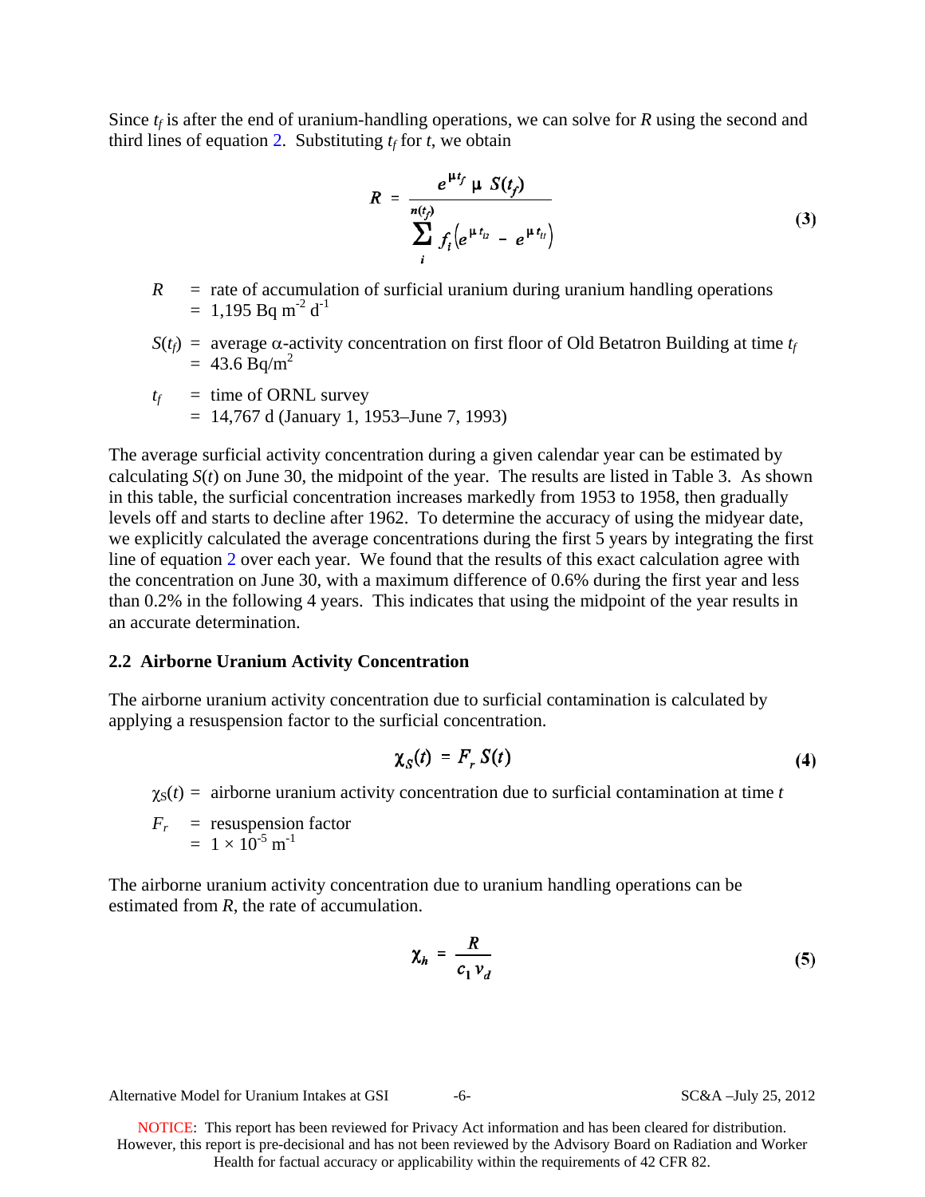Since $t_f$ is after the end of uranium-handling operations, we can solve for $R$ using the second and third lines of equation 2. Substituting $t_f$ for $t$, we obtain

$$R = \frac{e^{\mu t_f} \, \mu \, S(t_f)}{\sum_{i}^{n(t_f)} f_i \left( e^{\mu t_{i2}} - e^{\mu t_{i1}} \right)} \tag{3}$$

$R$ = rate of accumulation of surficial uranium during uranium handling operations
= 1,195 Bq $m^{-2}$ $d^{-1}$

$S(t_f)$ = average α-activity concentration on first floor of Old Betatron Building at time $t_f$
= 43.6 Bq/$m^2$

$t_f$ = time of ORNL survey
= 14,767 d (January 1, 1953–June 7, 1993)

The average surficial activity concentration during a given calendar year can be estimated by calculating $S(t)$ on June 30, the midpoint of the year. The results are listed in Table 3. As shown in this table, the surficial concentration increases markedly from 1953 to 1958, then gradually levels off and starts to decline after 1962. To determine the accuracy of using the midyear date, we explicitly calculated the average concentrations during the first 5 years by integrating the first line of equation 2 over each year. We found that the results of this exact calculation agree with the concentration on June 30, with a maximum difference of 0.6% during the first year and less than 0.2% in the following 4 years. This indicates that using the midpoint of the year results in an accurate determination.

## 2.2 Airborne Uranium Activity Concentration

The airborne uranium activity concentration due to surficial contamination is calculated by applying a resuspension factor to the surficial concentration.

$$\chi_S(t) = F_r \, S(t) \tag{4}$$

$\chi_S(t)$ = airborne uranium activity concentration due to surficial contamination at time $t$

$F_r$ = resuspension factor
= $1 \times 10^{-5}$ $m^{-1}$

The airborne uranium activity concentration due to uranium handling operations can be estimated from $R$, the rate of accumulation.

$$\chi_h = \frac{R}{c_1 \, v_d} \tag{5}$$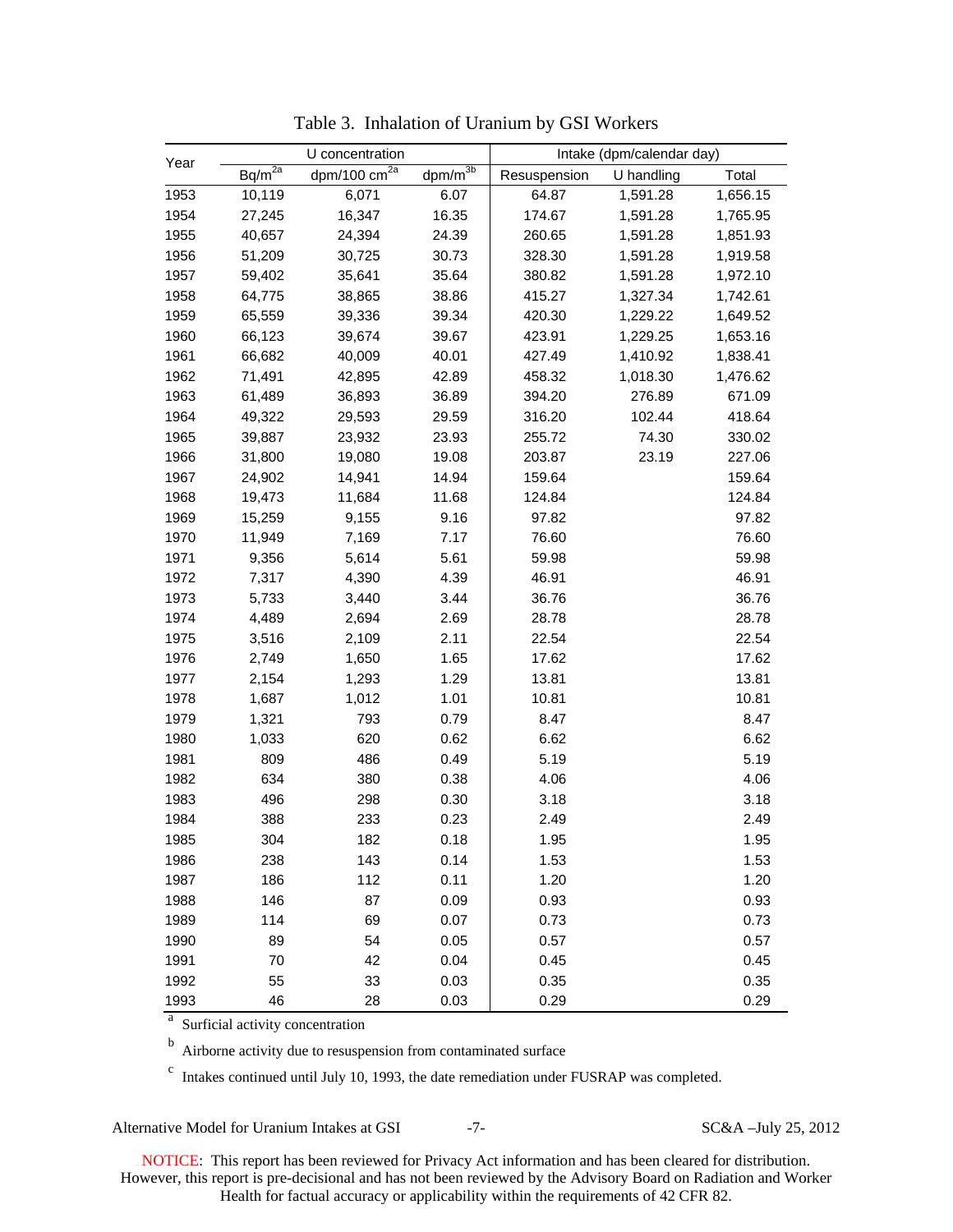Table 3. Inhalation of Uranium by GSI Workers

| Year | U concentration | | | Intake (dpm/calendar day) | | |
|---|---|---|---|---|---|---|
| | Bq/m$^{2a}$ | dpm/100 cm$^{2a}$ | dpm/m$^{3b}$ | Resuspension | U handling | Total |
| 1953 | 10,119 | 6,071 | 6.07 | 64.87 | 1,591.28 | 1,656.15 |
| 1954 | 27,245 | 16,347 | 16.35 | 174.67 | 1,591.28 | 1,765.95 |
| 1955 | 40,657 | 24,394 | 24.39 | 260.65 | 1,591.28 | 1,851.93 |
| 1956 | 51,209 | 30,725 | 30.73 | 328.30 | 1,591.28 | 1,919.58 |
| 1957 | 59,402 | 35,641 | 35.64 | 380.82 | 1,591.28 | 1,972.10 |
| 1958 | 64,775 | 38,865 | 38.86 | 415.27 | 1,327.34 | 1,742.61 |
| 1959 | 65,559 | 39,336 | 39.34 | 420.30 | 1,229.22 | 1,649.52 |
| 1960 | 66,123 | 39,674 | 39.67 | 423.91 | 1,229.25 | 1,653.16 |
| 1961 | 66,682 | 40,009 | 40.01 | 427.49 | 1,410.92 | 1,838.41 |
| 1962 | 71,491 | 42,895 | 42.89 | 458.32 | 1,018.30 | 1,476.62 |
| 1963 | 61,489 | 36,893 | 36.89 | 394.20 | 276.89 | 671.09 |
| 1964 | 49,322 | 29,593 | 29.59 | 316.20 | 102.44 | 418.64 |
| 1965 | 39,887 | 23,932 | 23.93 | 255.72 | 74.30 | 330.02 |
| 1966 | 31,800 | 19,080 | 19.08 | 203.87 | 23.19 | 227.06 |
| 1967 | 24,902 | 14,941 | 14.94 | 159.64 | | 159.64 |
| 1968 | 19,473 | 11,684 | 11.68 | 124.84 | | 124.84 |
| 1969 | 15,259 | 9,155 | 9.16 | 97.82 | | 97.82 |
| 1970 | 11,949 | 7,169 | 7.17 | 76.60 | | 76.60 |
| 1971 | 9,356 | 5,614 | 5.61 | 59.98 | | 59.98 |
| 1972 | 7,317 | 4,390 | 4.39 | 46.91 | | 46.91 |
| 1973 | 5,733 | 3,440 | 3.44 | 36.76 | | 36.76 |
| 1974 | 4,489 | 2,694 | 2.69 | 28.78 | | 28.78 |
| 1975 | 3,516 | 2,109 | 2.11 | 22.54 | | 22.54 |
| 1976 | 2,749 | 1,650 | 1.65 | 17.62 | | 17.62 |
| 1977 | 2,154 | 1,293 | 1.29 | 13.81 | | 13.81 |
| 1978 | 1,687 | 1,012 | 1.01 | 10.81 | | 10.81 |
| 1979 | 1,321 | 793 | 0.79 | 8.47 | | 8.47 |
| 1980 | 1,033 | 620 | 0.62 | 6.62 | | 6.62 |
| 1981 | 809 | 486 | 0.49 | 5.19 | | 5.19 |
| 1982 | 634 | 380 | 0.38 | 4.06 | | 4.06 |
| 1983 | 496 | 298 | 0.30 | 3.18 | | 3.18 |
| 1984 | 388 | 233 | 0.23 | 2.49 | | 2.49 |
| 1985 | 304 | 182 | 0.18 | 1.95 | | 1.95 |
| 1986 | 238 | 143 | 0.14 | 1.53 | | 1.53 |
| 1987 | 186 | 112 | 0.11 | 1.20 | | 1.20 |
| 1988 | 146 | 87 | 0.09 | 0.93 | | 0.93 |
| 1989 | 114 | 69 | 0.07 | 0.73 | | 0.73 |
| 1990 | 89 | 54 | 0.05 | 0.57 | | 0.57 |
| 1991 | 70 | 42 | 0.04 | 0.45 | | 0.45 |
| 1992 | 55 | 33 | 0.03 | 0.35 | | 0.35 |
| 1993 | 46 | 28 | 0.03 | 0.29 | | 0.29 |

[a] Surficial activity concentration

[b] Airborne activity due to resuspension from contaminated surface

[c] Intakes continued until July 10, 1993, the date remediation under FUSRAP was completed.

NOTICE: This report has been reviewed for Privacy Act information and has been cleared for distribution. However, this report is pre-decisional and has not been reviewed by the Advisory Board on Radiation and Worker Health for factual accuracy or applicability within the requirements of 42 CFR 82.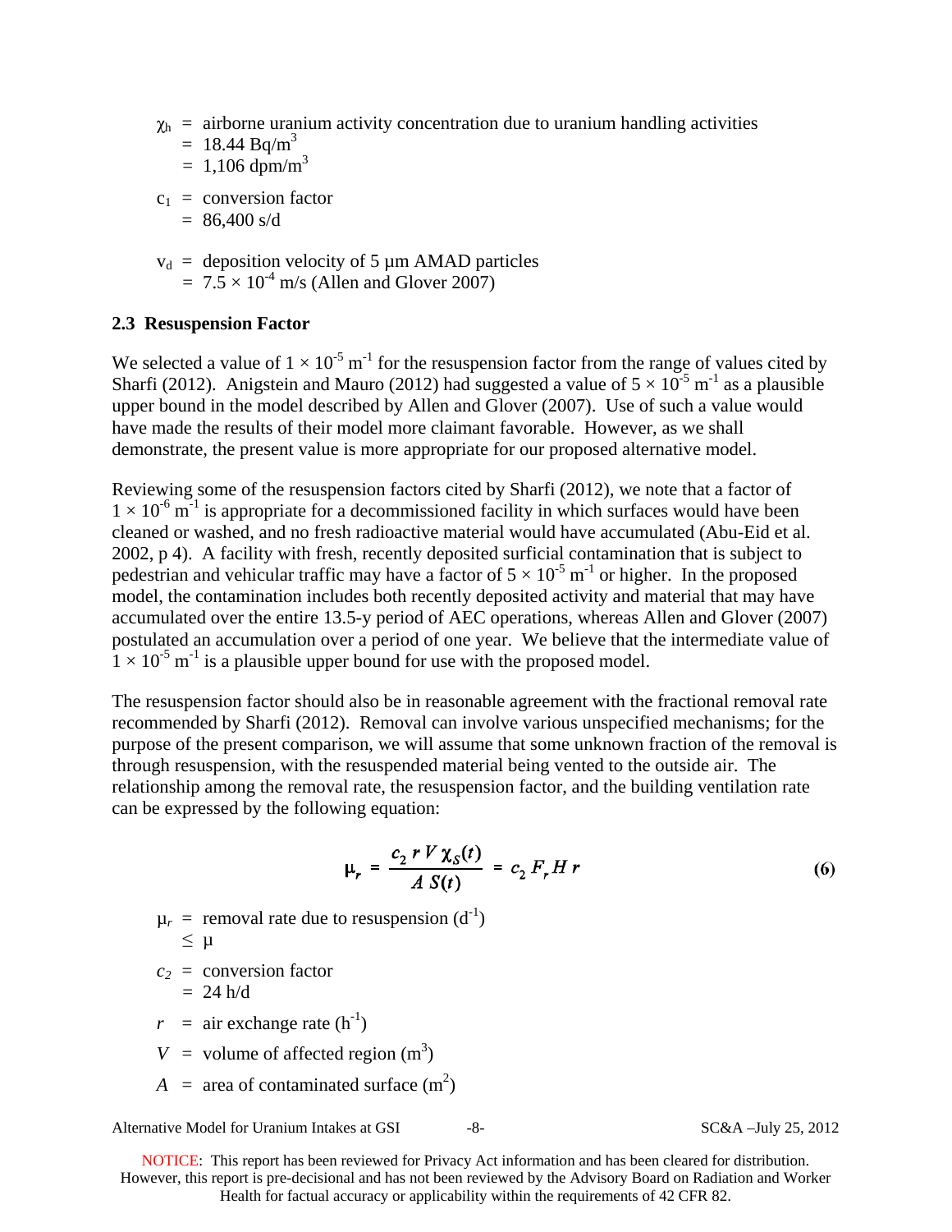$\chi_h$ = airborne uranium activity concentration due to uranium handling activities
= 18.44 Bq/m$^3$
= 1,106 dpm/m$^3$

$c_1$ = conversion factor
= 86,400 s/d

$v_d$ = deposition velocity of 5 μm AMAD particles
= $7.5 \times 10^{-4}$ m/s (Allen and Glover 2007)

### 2.3 Resuspension Factor

We selected a value of $1 \times 10^{-5}$ m$^{-1}$ for the resuspension factor from the range of values cited by Sharfi (2012). Anigstein and Mauro (2012) had suggested a value of $5 \times 10^{-5}$ m$^{-1}$ as a plausible upper bound in the model described by Allen and Glover (2007). Use of such a value would have made the results of their model more claimant favorable. However, as we shall demonstrate, the present value is more appropriate for our proposed alternative model.

Reviewing some of the resuspension factors cited by Sharfi (2012), we note that a factor of $1 \times 10^{-6}$ m$^{-1}$ is appropriate for a decommissioned facility in which surfaces would have been cleaned or washed, and no fresh radioactive material would have accumulated (Abu-Eid et al. 2002, p 4). A facility with fresh, recently deposited surficial contamination that is subject to pedestrian and vehicular traffic may have a factor of $5 \times 10^{-5}$ m$^{-1}$ or higher. In the proposed model, the contamination includes both recently deposited activity and material that may have accumulated over the entire 13.5-y period of AEC operations, whereas Allen and Glover (2007) postulated an accumulation over a period of one year. We believe that the intermediate value of $1 \times 10^{-5}$ m$^{-1}$ is a plausible upper bound for use with the proposed model.

The resuspension factor should also be in reasonable agreement with the fractional removal rate recommended by Sharfi (2012). Removal can involve various unspecified mechanisms; for the purpose of the present comparison, we will assume that some unknown fraction of the removal is through resuspension, with the resuspended material being vented to the outside air. The relationship among the removal rate, the resuspension factor, and the building ventilation rate can be expressed by the following equation:

$$\mu_r = \frac{c_2 \, r \, V \, \chi_S(t)}{A \, S(t)} = c_2 \, F_r \, H \, r \tag{6}$$

$\mu_r$ = removal rate due to resuspension (d$^{-1}$)
$\leq \mu$

$c_2$ = conversion factor
= 24 h/d

$r$ = air exchange rate (h$^{-1}$)

$V$ = volume of affected region (m$^3$)

$A$ = area of contaminated surface (m$^2$)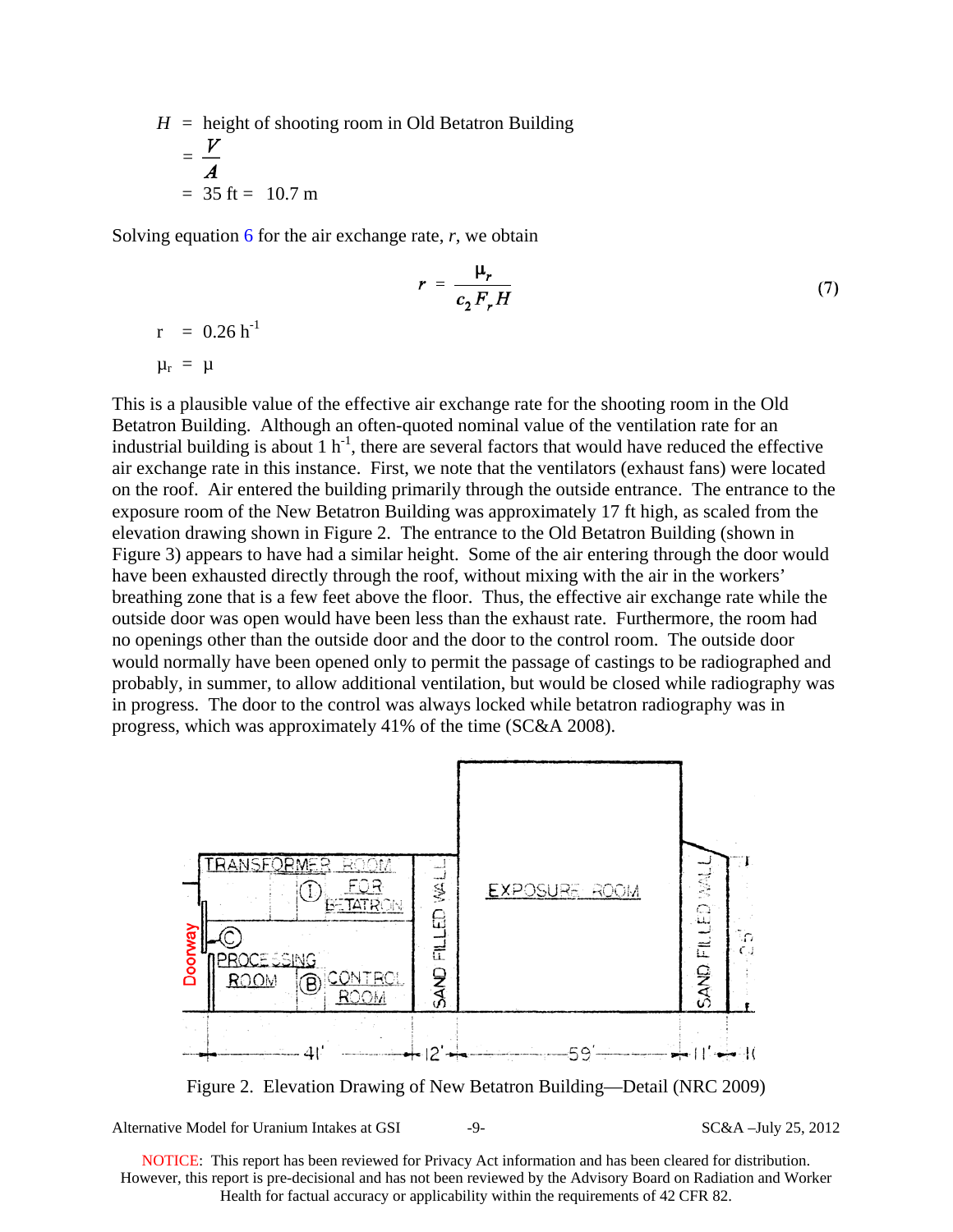$H$ = height of shooting room in Old Betatron Building

$= \dfrac{V}{A}$

= 35 ft = 10.7 m

Solving equation 6 for the air exchange rate, $r$, we obtain

$$r = \frac{\mu_r}{c_2 F_r H} \tag{7}$$

r = 0.26 $h^{-1}$

$\mu_r$ = μ

This is a plausible value of the effective air exchange rate for the shooting room in the Old Betatron Building. Although an often-quoted nominal value of the ventilation rate for an industrial building is about 1 $h^{-1}$, there are several factors that would have reduced the effective air exchange rate in this instance. First, we note that the ventilators (exhaust fans) were located on the roof. Air entered the building primarily through the outside entrance. The entrance to the exposure room of the New Betatron Building was approximately 17 ft high, as scaled from the elevation drawing shown in Figure 2. The entrance to the Old Betatron Building (shown in Figure 3) appears to have had a similar height. Some of the air entering through the door would have been exhausted directly through the roof, without mixing with the air in the workers' breathing zone that is a few feet above the floor. Thus, the effective air exchange rate while the outside door was open would have been less than the exhaust rate. Furthermore, the room had no openings other than the outside door and the door to the control room. The outside door would normally have been opened only to permit the passage of castings to be radiographed and probably, in summer, to allow additional ventilation, but would be closed while radiography was in progress. The door to the control was always locked while betatron radiography was in progress, which was approximately 41% of the time (SC&A 2008).

Figure 2. Elevation Drawing of New Betatron Building—Detail (NRC 2009)

NOTICE: This report has been reviewed for Privacy Act information and has been cleared for distribution. However, this report is pre-decisional and has not been reviewed by the Advisory Board on Radiation and Worker Health for factual accuracy or applicability within the requirements of 42 CFR 82.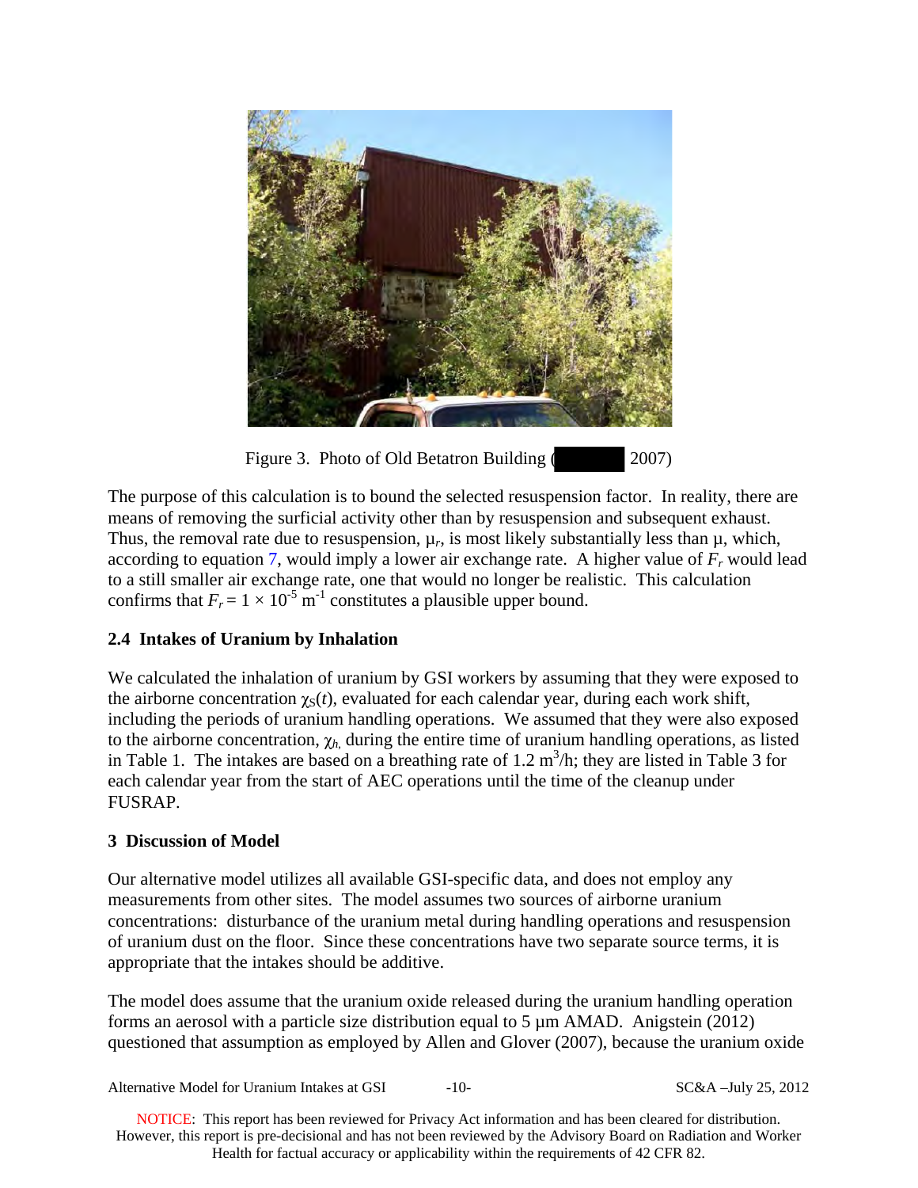Figure 3. Photo of Old Betatron Building ( 2007)

The purpose of this calculation is to bound the selected resuspension factor. In reality, there are means of removing the surficial activity other than by resuspension and subsequent exhaust. Thus, the removal rate due to resuspension, $\mu_r$, is most likely substantially less than $\mu$, which, according to equation 7, would imply a lower air exchange rate. A higher value of $F_r$ would lead to a still smaller air exchange rate, one that would no longer be realistic. This calculation confirms that $F_r = 1 \times 10^{-5}$ m$^{-1}$ constitutes a plausible upper bound.

### 2.4 Intakes of Uranium by Inhalation

We calculated the inhalation of uranium by GSI workers by assuming that they were exposed to the airborne concentration $\chi_S(t)$, evaluated for each calendar year, during each work shift, including the periods of uranium handling operations. We assumed that they were also exposed to the airborne concentration, $\chi_h$, during the entire time of uranium handling operations, as listed in Table 1. The intakes are based on a breathing rate of 1.2 m$^3$/h; they are listed in Table 3 for each calendar year from the start of AEC operations until the time of the cleanup under FUSRAP.

## 3 Discussion of Model

Our alternative model utilizes all available GSI-specific data, and does not employ any measurements from other sites. The model assumes two sources of airborne uranium concentrations: disturbance of the uranium metal during handling operations and resuspension of uranium dust on the floor. Since these concentrations have two separate source terms, it is appropriate that the intakes should be additive.

The model does assume that the uranium oxide released during the uranium handling operation forms an aerosol with a particle size distribution equal to 5 µm AMAD. Anigstein (2012) questioned that assumption as employed by Allen and Glover (2007), because the uranium oxide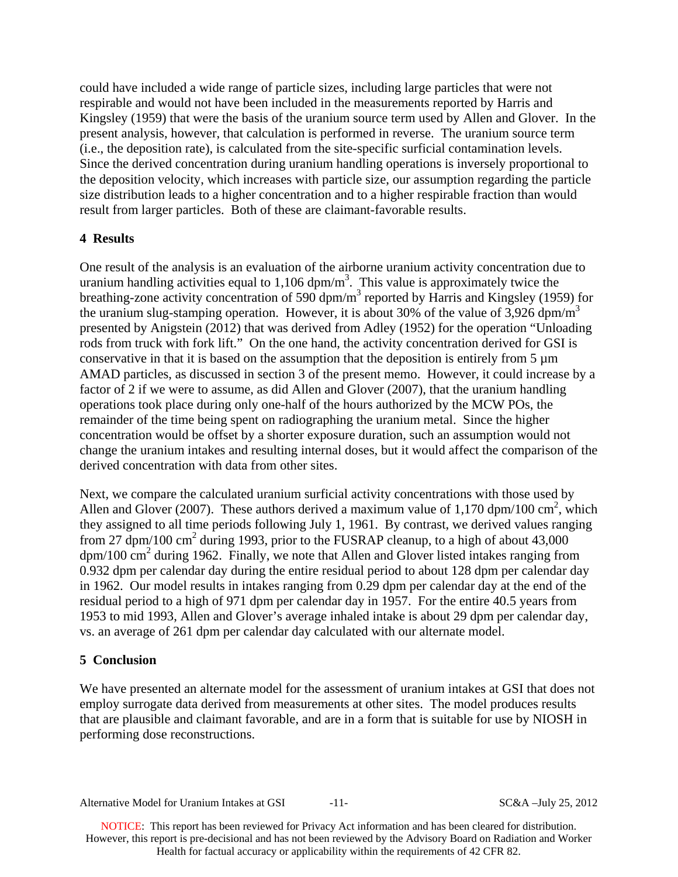could have included a wide range of particle sizes, including large particles that were not respirable and would not have been included in the measurements reported by Harris and Kingsley (1959) that were the basis of the uranium source term used by Allen and Glover. In the present analysis, however, that calculation is performed in reverse. The uranium source term (i.e., the deposition rate), is calculated from the site-specific surficial contamination levels. Since the derived concentration during uranium handling operations is inversely proportional to the deposition velocity, which increases with particle size, our assumption regarding the particle size distribution leads to a higher concentration and to a higher respirable fraction than would result from larger particles. Both of these are claimant-favorable results.

## 4 Results

One result of the analysis is an evaluation of the airborne uranium activity concentration due to uranium handling activities equal to 1,106 dpm/m$^3$. This value is approximately twice the breathing-zone activity concentration of 590 dpm/m$^3$ reported by Harris and Kingsley (1959) for the uranium slug-stamping operation. However, it is about 30% of the value of 3,926 dpm/m$^3$ presented by Anigstein (2012) that was derived from Adley (1952) for the operation "Unloading rods from truck with fork lift." On the one hand, the activity concentration derived for GSI is conservative in that it is based on the assumption that the deposition is entirely from 5 µm AMAD particles, as discussed in section 3 of the present memo. However, it could increase by a factor of 2 if we were to assume, as did Allen and Glover (2007), that the uranium handling operations took place during only one-half of the hours authorized by the MCW POs, the remainder of the time being spent on radiographing the uranium metal. Since the higher concentration would be offset by a shorter exposure duration, such an assumption would not change the uranium intakes and resulting internal doses, but it would affect the comparison of the derived concentration with data from other sites.

Next, we compare the calculated uranium surficial activity concentrations with those used by Allen and Glover (2007). These authors derived a maximum value of 1,170 dpm/100 cm$^2$, which they assigned to all time periods following July 1, 1961. By contrast, we derived values ranging from 27 dpm/100 cm$^2$ during 1993, prior to the FUSRAP cleanup, to a high of about 43,000 dpm/100 cm$^2$ during 1962. Finally, we note that Allen and Glover listed intakes ranging from 0.932 dpm per calendar day during the entire residual period to about 128 dpm per calendar day in 1962. Our model results in intakes ranging from 0.29 dpm per calendar day at the end of the residual period to a high of 971 dpm per calendar day in 1957. For the entire 40.5 years from 1953 to mid 1993, Allen and Glover's average inhaled intake is about 29 dpm per calendar day, vs. an average of 261 dpm per calendar day calculated with our alternate model.

## 5 Conclusion

We have presented an alternate model for the assessment of uranium intakes at GSI that does not employ surrogate data derived from measurements at other sites. The model produces results that are plausible and claimant favorable, and are in a form that is suitable for use by NIOSH in performing dose reconstructions.

NOTICE: This report has been reviewed for Privacy Act information and has been cleared for distribution. However, this report is pre-decisional and has not been reviewed by the Advisory Board on Radiation and Worker Health for factual accuracy or applicability within the requirements of 42 CFR 82.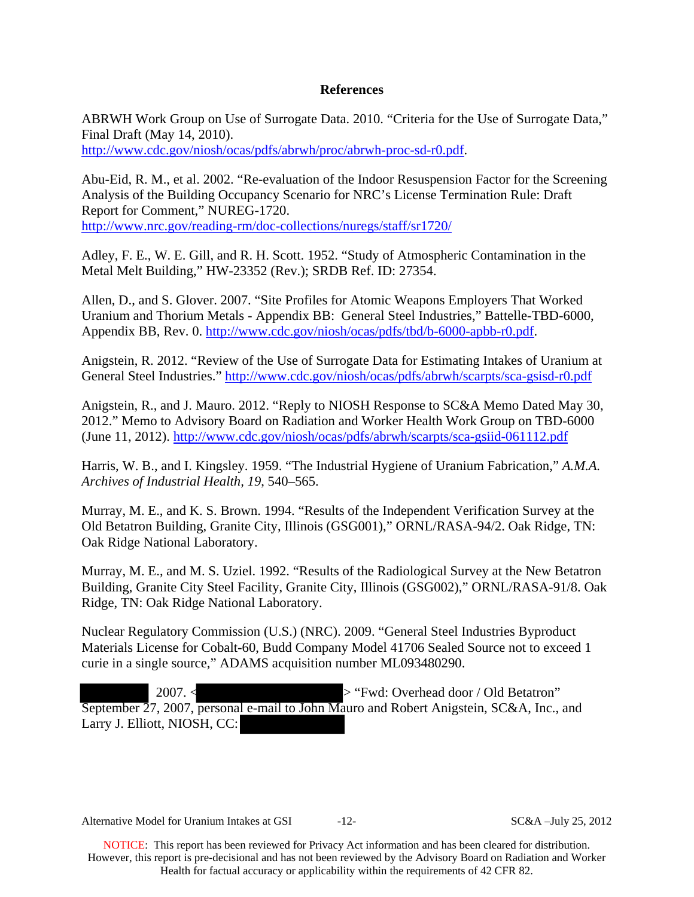# References

ABRWH Work Group on Use of Surrogate Data. 2010. "Criteria for the Use of Surrogate Data," Final Draft (May 14, 2010). http://www.cdc.gov/niosh/ocas/pdfs/abrwh/proc/abrwh-proc-sd-r0.pdf.

Abu-Eid, R. M., et al. 2002. "Re-evaluation of the Indoor Resuspension Factor for the Screening Analysis of the Building Occupancy Scenario for NRC's License Termination Rule: Draft Report for Comment," NUREG-1720. http://www.nrc.gov/reading-rm/doc-collections/nuregs/staff/sr1720/

Adley, F. E., W. E. Gill, and R. H. Scott. 1952. "Study of Atmospheric Contamination in the Metal Melt Building," HW-23352 (Rev.); SRDB Ref. ID: 27354.

Allen, D., and S. Glover. 2007. "Site Profiles for Atomic Weapons Employers That Worked Uranium and Thorium Metals - Appendix BB: General Steel Industries," Battelle-TBD-6000, Appendix BB, Rev. 0. http://www.cdc.gov/niosh/ocas/pdfs/tbd/b-6000-apbb-r0.pdf.

Anigstein, R. 2012. "Review of the Use of Surrogate Data for Estimating Intakes of Uranium at General Steel Industries." http://www.cdc.gov/niosh/ocas/pdfs/abrwh/scarpts/sca-gsisd-r0.pdf

Anigstein, R., and J. Mauro. 2012. "Reply to NIOSH Response to SC&A Memo Dated May 30, 2012." Memo to Advisory Board on Radiation and Worker Health Work Group on TBD-6000 (June 11, 2012). http://www.cdc.gov/niosh/ocas/pdfs/abrwh/scarpts/sca-gsiid-061112.pdf

Harris, W. B., and I. Kingsley. 1959. "The Industrial Hygiene of Uranium Fabrication," *A.M.A. Archives of Industrial Health, 19,* 540–565.

Murray, M. E., and K. S. Brown. 1994. "Results of the Independent Verification Survey at the Old Betatron Building, Granite City, Illinois (GSG001)," ORNL/RASA-94/2. Oak Ridge, TN: Oak Ridge National Laboratory.

Murray, M. E., and M. S. Uziel. 1992. "Results of the Radiological Survey at the New Betatron Building, Granite City Steel Facility, Granite City, Illinois (GSG002)," ORNL/RASA-91/8. Oak Ridge, TN: Oak Ridge National Laboratory.

Nuclear Regulatory Commission (U.S.) (NRC). 2009. "General Steel Industries Byproduct Materials License for Cobalt-60, Budd Company Model 41706 Sealed Source not to exceed 1 curie in a single source," ADAMS acquisition number ML093480290.

[REDACTED] 2007. <[REDACTED]> "Fwd: Overhead door / Old Betatron" September 27, 2007, personal e-mail to John Mauro and Robert Anigstein, SC&A, Inc., and Larry J. Elliott, NIOSH, CC: [REDACTED]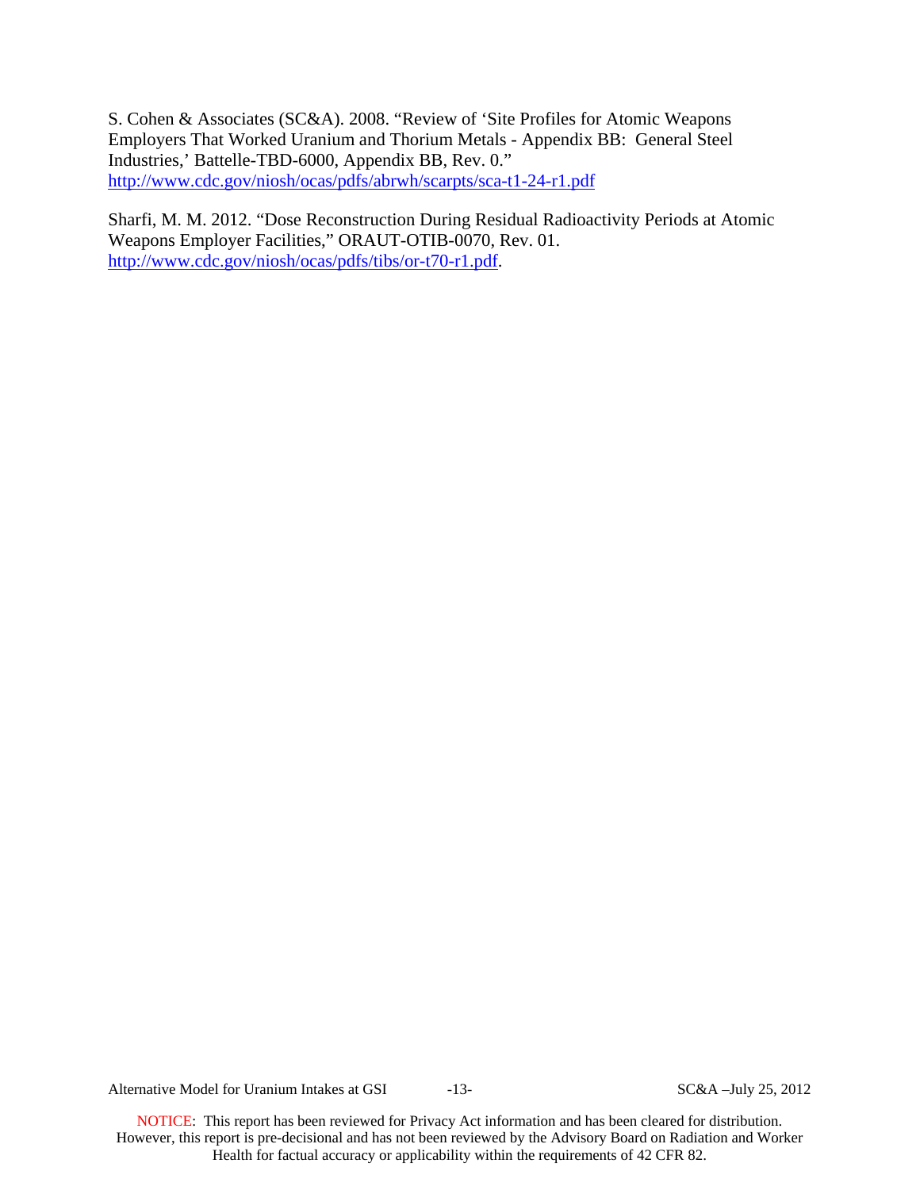S. Cohen & Associates (SC&A). 2008. "Review of 'Site Profiles for Atomic Weapons Employers That Worked Uranium and Thorium Metals - Appendix BB: General Steel Industries,' Battelle-TBD-6000, Appendix BB, Rev. 0." http://www.cdc.gov/niosh/ocas/pdfs/abrwh/scarpts/sca-t1-24-r1.pdf

Sharfi, M. M. 2012. "Dose Reconstruction During Residual Radioactivity Periods at Atomic Weapons Employer Facilities," ORAUT-OTIB-0070, Rev. 01. http://www.cdc.gov/niosh/ocas/pdfs/tibs/or-t70-r1.pdf.